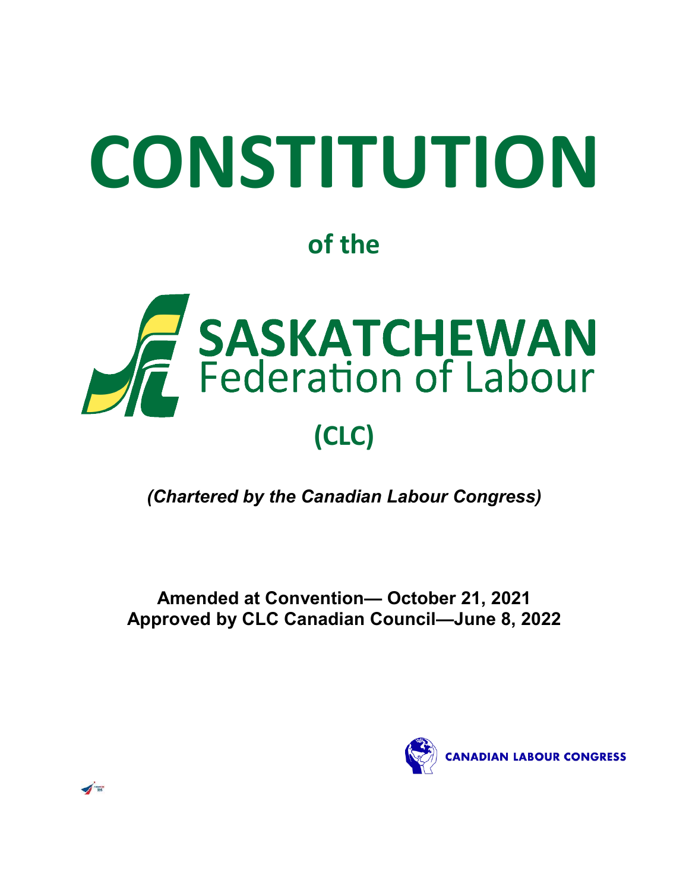# CONSTITUTION

## of the

# SASKATCHEWAN Federation of Labour

## (CLC)

*(Chartered by the Canadian Labour Congress)*

**Amended at Convention— October 21, 2021**
**Approved by CLC Canadian Council—June 8, 2022**

CANADIAN LABOUR CONGRESS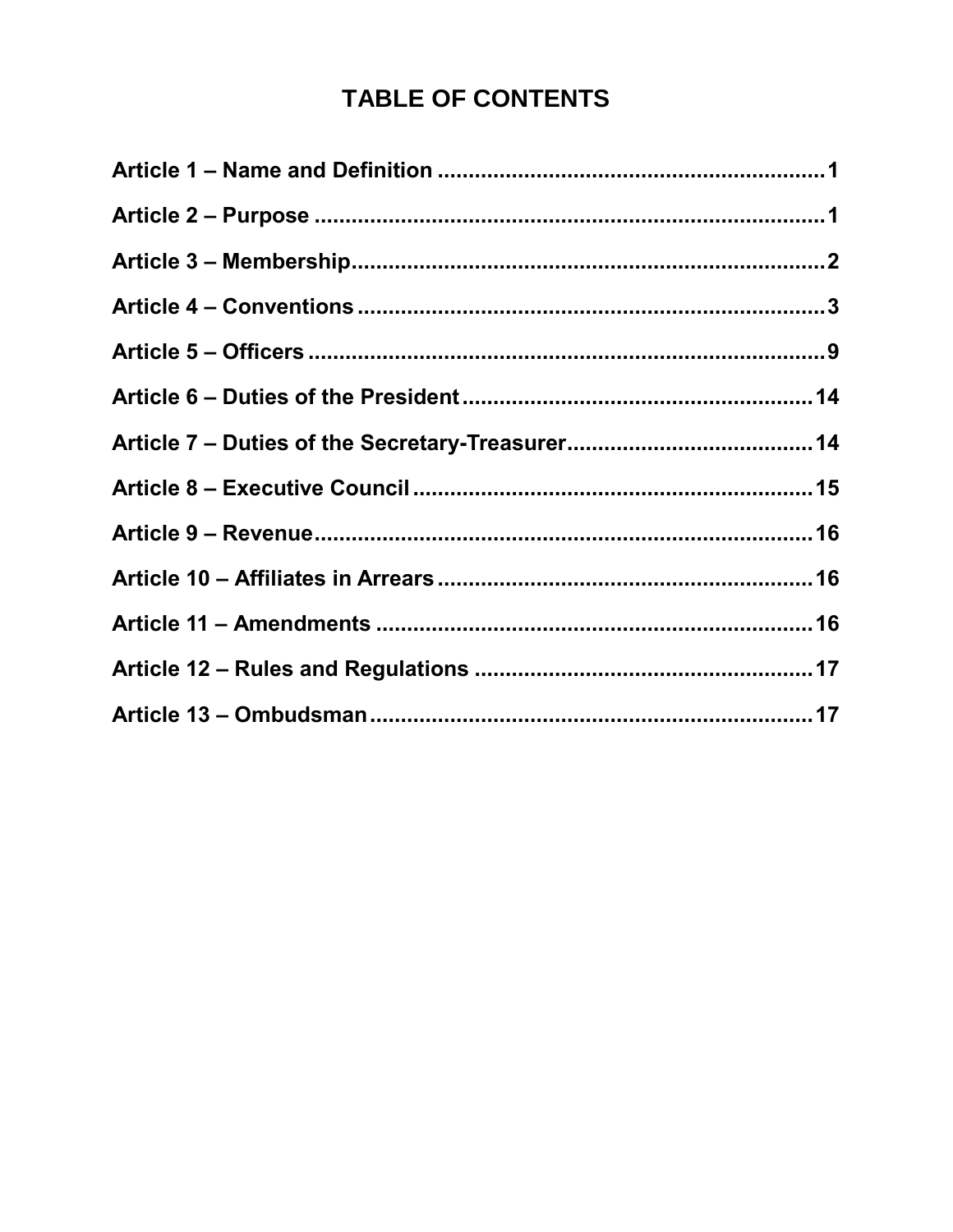# TABLE OF CONTENTS

**Article 1 – Name and Definition ............................................................ 1**

**Article 2 – Purpose ................................................................................. 1**

**Article 3 – Membership.......................................................................... 2**

**Article 4 – Conventions .......................................................................... 3**

**Article 5 – Officers .................................................................................. 9**

**Article 6 – Duties of the President ....................................................... 14**

**Article 7 – Duties of the Secretary-Treasurer....................................... 14**

**Article 8 – Executive Council ............................................................... 15**

**Article 9 – Revenue................................................................................ 16**

**Article 10 – Affiliates in Arrears ........................................................... 16**

**Article 11 – Amendments ...................................................................... 16**

**Article 12 – Rules and Regulations ...................................................... 17**

**Article 13 – Ombudsman ....................................................................... 17**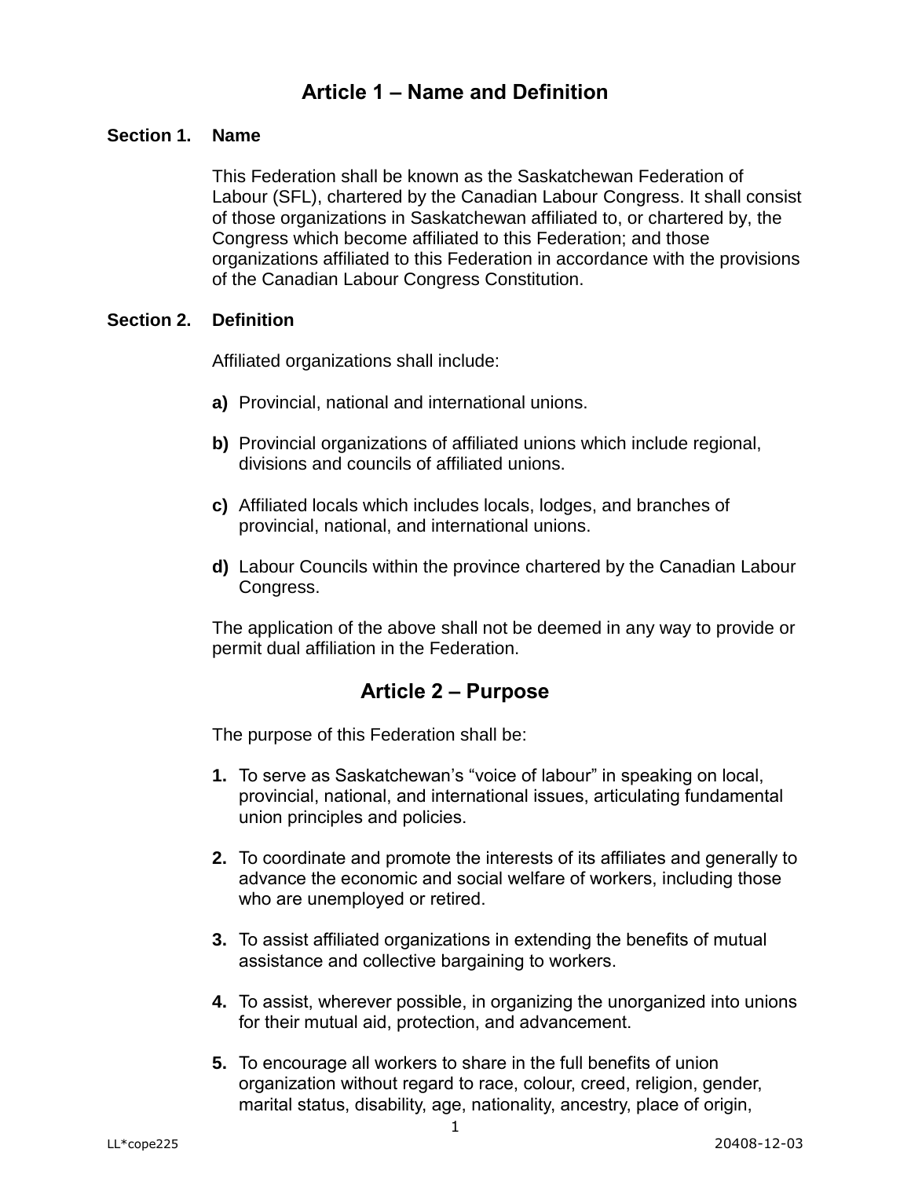## Article 1 – Name and Definition

**Section 1. Name**

This Federation shall be known as the Saskatchewan Federation of Labour (SFL), chartered by the Canadian Labour Congress. It shall consist of those organizations in Saskatchewan affiliated to, or chartered by, the Congress which become affiliated to this Federation; and those organizations affiliated to this Federation in accordance with the provisions of the Canadian Labour Congress Constitution.

**Section 2. Definition**

Affiliated organizations shall include:

**a)** Provincial, national and international unions.

**b)** Provincial organizations of affiliated unions which include regional, divisions and councils of affiliated unions.

**c)** Affiliated locals which includes locals, lodges, and branches of provincial, national, and international unions.

**d)** Labour Councils within the province chartered by the Canadian Labour Congress.

The application of the above shall not be deemed in any way to provide or permit dual affiliation in the Federation.

## Article 2 – Purpose

The purpose of this Federation shall be:

1. To serve as Saskatchewan's "voice of labour" in speaking on local, provincial, national, and international issues, articulating fundamental union principles and policies.

2. To coordinate and promote the interests of its affiliates and generally to advance the economic and social welfare of workers, including those who are unemployed or retired.

3. To assist affiliated organizations in extending the benefits of mutual assistance and collective bargaining to workers.

4. To assist, wherever possible, in organizing the unorganized into unions for their mutual aid, protection, and advancement.

5. To encourage all workers to share in the full benefits of union organization without regard to race, colour, creed, religion, gender, marital status, disability, age, nationality, ancestry, place of origin,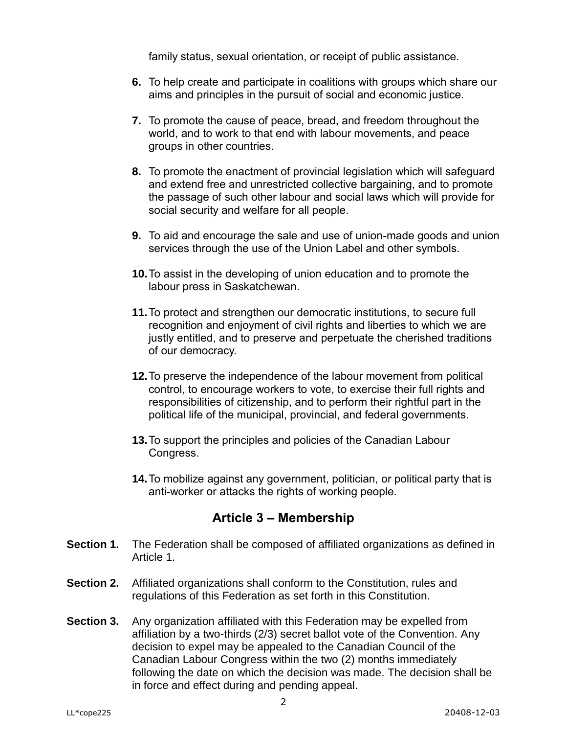family status, sexual orientation, or receipt of public assistance.

**6.** To help create and participate in coalitions with groups which share our aims and principles in the pursuit of social and economic justice.

**7.** To promote the cause of peace, bread, and freedom throughout the world, and to work to that end with labour movements, and peace groups in other countries.

**8.** To promote the enactment of provincial legislation which will safeguard and extend free and unrestricted collective bargaining, and to promote the passage of such other labour and social laws which will provide for social security and welfare for all people.

**9.** To aid and encourage the sale and use of union-made goods and union services through the use of the Union Label and other symbols.

**10.** To assist in the developing of union education and to promote the labour press in Saskatchewan.

**11.** To protect and strengthen our democratic institutions, to secure full recognition and enjoyment of civil rights and liberties to which we are justly entitled, and to preserve and perpetuate the cherished traditions of our democracy.

**12.** To preserve the independence of the labour movement from political control, to encourage workers to vote, to exercise their full rights and responsibilities of citizenship, and to perform their rightful part in the political life of the municipal, provincial, and federal governments.

**13.** To support the principles and policies of the Canadian Labour Congress.

**14.** To mobilize against any government, politician, or political party that is anti-worker or attacks the rights of working people.

## Article 3 – Membership

**Section 1.** The Federation shall be composed of affiliated organizations as defined in Article 1.

**Section 2.** Affiliated organizations shall conform to the Constitution, rules and regulations of this Federation as set forth in this Constitution.

**Section 3.** Any organization affiliated with this Federation may be expelled from affiliation by a two-thirds (2/3) secret ballot vote of the Convention. Any decision to expel may be appealed to the Canadian Council of the Canadian Labour Congress within the two (2) months immediately following the date on which the decision was made. The decision shall be in force and effect during and pending appeal.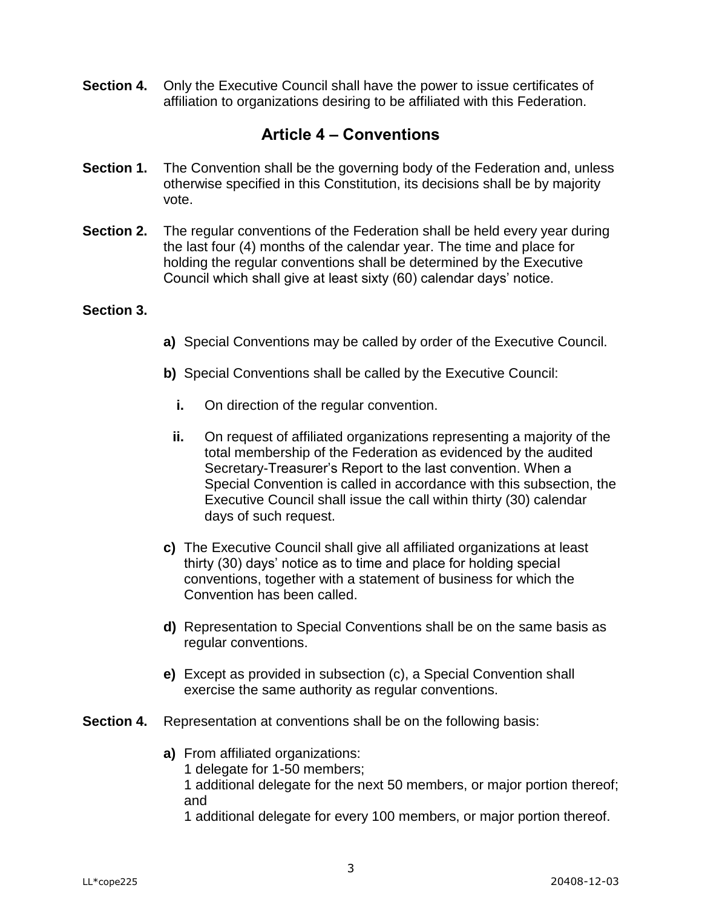**Section 4.** Only the Executive Council shall have the power to issue certificates of affiliation to organizations desiring to be affiliated with this Federation.

## Article 4 – Conventions

**Section 1.** The Convention shall be the governing body of the Federation and, unless otherwise specified in this Constitution, its decisions shall be by majority vote.

**Section 2.** The regular conventions of the Federation shall be held every year during the last four (4) months of the calendar year. The time and place for holding the regular conventions shall be determined by the Executive Council which shall give at least sixty (60) calendar days' notice.

**Section 3.**

**a)** Special Conventions may be called by order of the Executive Council.

**b)** Special Conventions shall be called by the Executive Council:

- **i.** On direction of the regular convention.
- **ii.** On request of affiliated organizations representing a majority of the total membership of the Federation as evidenced by the audited Secretary-Treasurer's Report to the last convention. When a Special Convention is called in accordance with this subsection, the Executive Council shall issue the call within thirty (30) calendar days of such request.

**c)** The Executive Council shall give all affiliated organizations at least thirty (30) days' notice as to time and place for holding special conventions, together with a statement of business for which the Convention has been called.

**d)** Representation to Special Conventions shall be on the same basis as regular conventions.

**e)** Except as provided in subsection (c), a Special Convention shall exercise the same authority as regular conventions.

**Section 4.** Representation at conventions shall be on the following basis:

**a)** From affiliated organizations:
1 delegate for 1-50 members;
1 additional delegate for the next 50 members, or major portion thereof; and
1 additional delegate for every 100 members, or major portion thereof.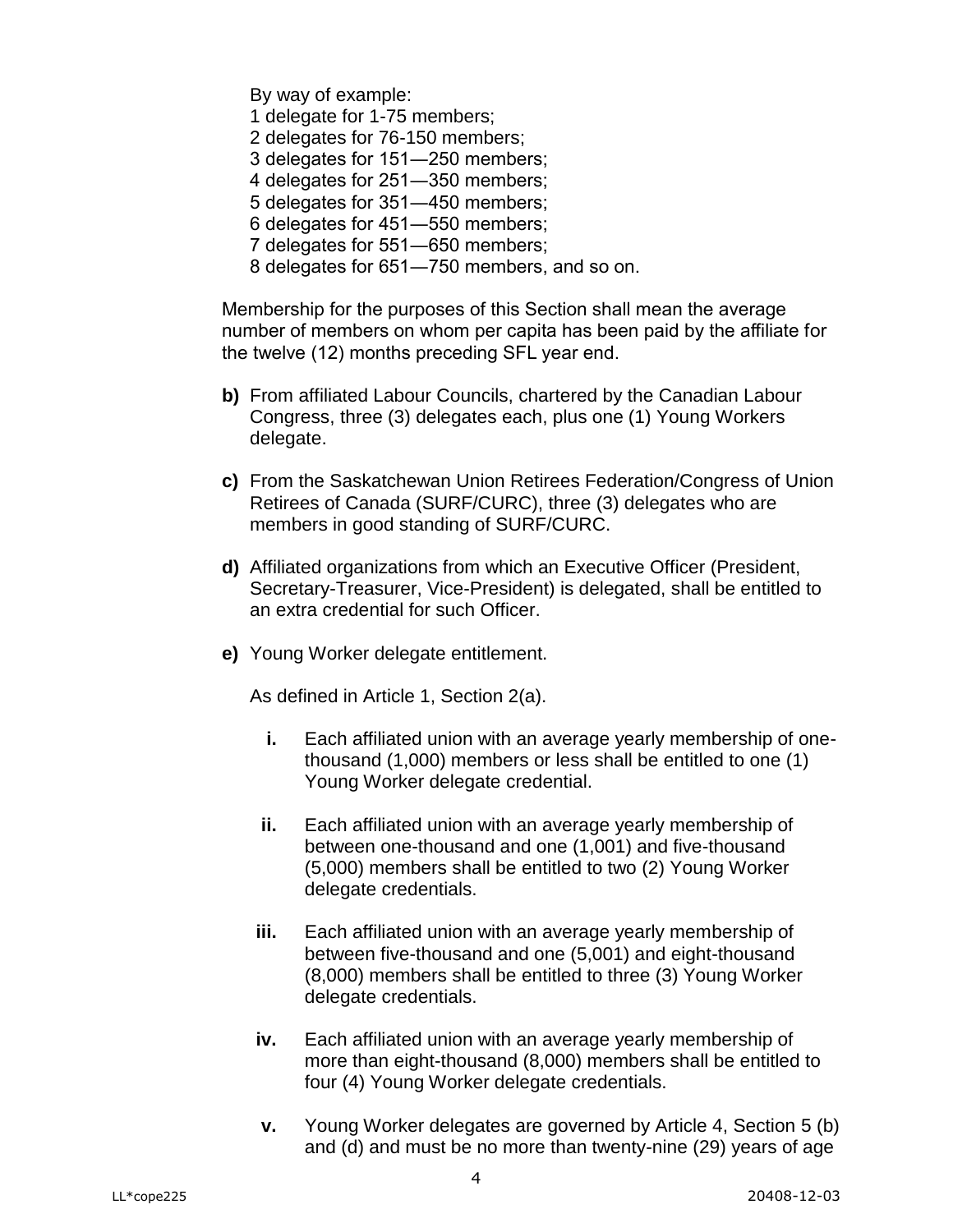By way of example:
1 delegate for 1-75 members;
2 delegates for 76-150 members;
3 delegates for 151—250 members;
4 delegates for 251—350 members;
5 delegates for 351—450 members;
6 delegates for 451—550 members;
7 delegates for 551—650 members;
8 delegates for 651—750 members, and so on.

Membership for the purposes of this Section shall mean the average number of members on whom per capita has been paid by the affiliate for the twelve (12) months preceding SFL year end.

**b)** From affiliated Labour Councils, chartered by the Canadian Labour Congress, three (3) delegates each, plus one (1) Young Workers delegate.

**c)** From the Saskatchewan Union Retirees Federation/Congress of Union Retirees of Canada (SURF/CURC), three (3) delegates who are members in good standing of SURF/CURC.

**d)** Affiliated organizations from which an Executive Officer (President, Secretary-Treasurer, Vice-President) is delegated, shall be entitled to an extra credential for such Officer.

**e)** Young Worker delegate entitlement.

As defined in Article 1, Section 2(a).

**i.** Each affiliated union with an average yearly membership of one-thousand (1,000) members or less shall be entitled to one (1) Young Worker delegate credential.

**ii.** Each affiliated union with an average yearly membership of between one-thousand and one (1,001) and five-thousand (5,000) members shall be entitled to two (2) Young Worker delegate credentials.

**iii.** Each affiliated union with an average yearly membership of between five-thousand and one (5,001) and eight-thousand (8,000) members shall be entitled to three (3) Young Worker delegate credentials.

**iv.** Each affiliated union with an average yearly membership of more than eight-thousand (8,000) members shall be entitled to four (4) Young Worker delegate credentials.

**v.** Young Worker delegates are governed by Article 4, Section 5 (b) and (d) and must be no more than twenty-nine (29) years of age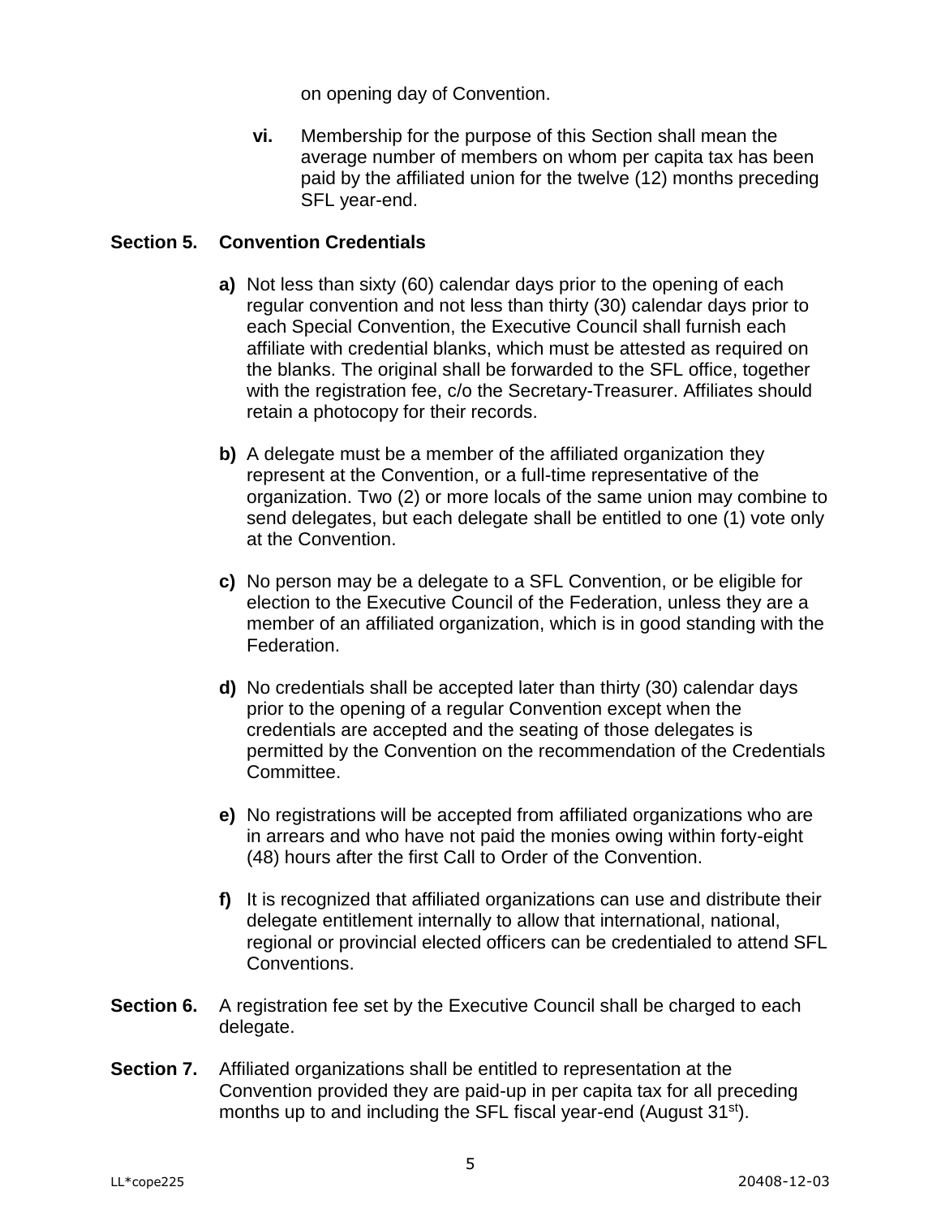on opening day of Convention.

**vi.** Membership for the purpose of this Section shall mean the average number of members on whom per capita tax has been paid by the affiliated union for the twelve (12) months preceding SFL year-end.

**Section 5. Convention Credentials**

**a)** Not less than sixty (60) calendar days prior to the opening of each regular convention and not less than thirty (30) calendar days prior to each Special Convention, the Executive Council shall furnish each affiliate with credential blanks, which must be attested as required on the blanks. The original shall be forwarded to the SFL office, together with the registration fee, c/o the Secretary-Treasurer. Affiliates should retain a photocopy for their records.

**b)** A delegate must be a member of the affiliated organization they represent at the Convention, or a full-time representative of the organization. Two (2) or more locals of the same union may combine to send delegates, but each delegate shall be entitled to one (1) vote only at the Convention.

**c)** No person may be a delegate to a SFL Convention, or be eligible for election to the Executive Council of the Federation, unless they are a member of an affiliated organization, which is in good standing with the Federation.

**d)** No credentials shall be accepted later than thirty (30) calendar days prior to the opening of a regular Convention except when the credentials are accepted and the seating of those delegates is permitted by the Convention on the recommendation of the Credentials Committee.

**e)** No registrations will be accepted from affiliated organizations who are in arrears and who have not paid the monies owing within forty-eight (48) hours after the first Call to Order of the Convention.

**f)** It is recognized that affiliated organizations can use and distribute their delegate entitlement internally to allow that international, national, regional or provincial elected officers can be credentialed to attend SFL Conventions.

**Section 6.** A registration fee set by the Executive Council shall be charged to each delegate.

**Section 7.** Affiliated organizations shall be entitled to representation at the Convention provided they are paid-up in per capita tax for all preceding months up to and including the SFL fiscal year-end (August 31st).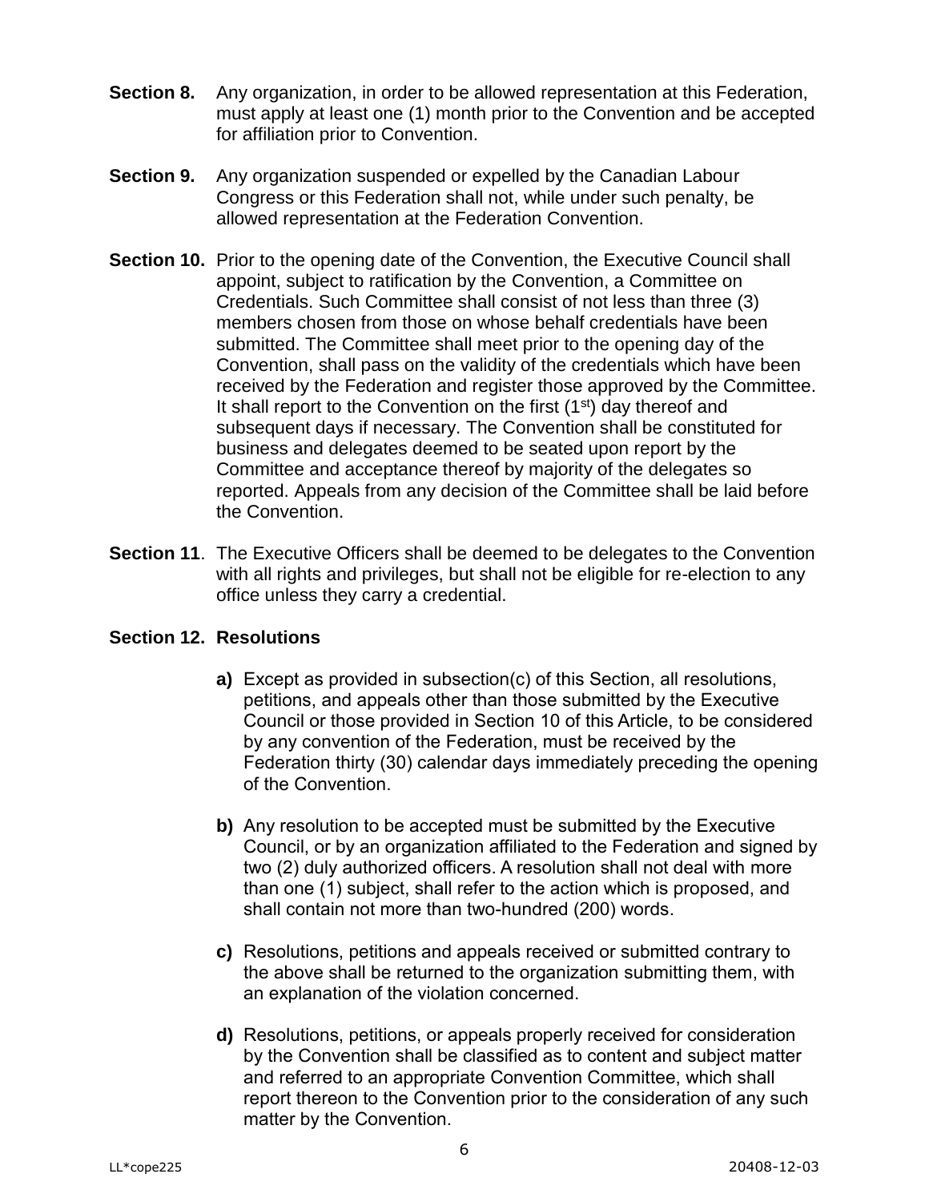**Section 8.** Any organization, in order to be allowed representation at this Federation, must apply at least one (1) month prior to the Convention and be accepted for affiliation prior to Convention.

**Section 9.** Any organization suspended or expelled by the Canadian Labour Congress or this Federation shall not, while under such penalty, be allowed representation at the Federation Convention.

**Section 10.** Prior to the opening date of the Convention, the Executive Council shall appoint, subject to ratification by the Convention, a Committee on Credentials. Such Committee shall consist of not less than three (3) members chosen from those on whose behalf credentials have been submitted. The Committee shall meet prior to the opening day of the Convention, shall pass on the validity of the credentials which have been received by the Federation and register those approved by the Committee. It shall report to the Convention on the first (1st) day thereof and subsequent days if necessary. The Convention shall be constituted for business and delegates deemed to be seated upon report by the Committee and acceptance thereof by majority of the delegates so reported. Appeals from any decision of the Committee shall be laid before the Convention.

**Section 11**. The Executive Officers shall be deemed to be delegates to the Convention with all rights and privileges, but shall not be eligible for re-election to any office unless they carry a credential.

**Section 12. Resolutions**

**a)** Except as provided in subsection(c) of this Section, all resolutions, petitions, and appeals other than those submitted by the Executive Council or those provided in Section 10 of this Article, to be considered by any convention of the Federation, must be received by the Federation thirty (30) calendar days immediately preceding the opening of the Convention.

**b)** Any resolution to be accepted must be submitted by the Executive Council, or by an organization affiliated to the Federation and signed by two (2) duly authorized officers. A resolution shall not deal with more than one (1) subject, shall refer to the action which is proposed, and shall contain not more than two-hundred (200) words.

**c)** Resolutions, petitions and appeals received or submitted contrary to the above shall be returned to the organization submitting them, with an explanation of the violation concerned.

**d)** Resolutions, petitions, or appeals properly received for consideration by the Convention shall be classified as to content and subject matter and referred to an appropriate Convention Committee, which shall report thereon to the Convention prior to the consideration of any such matter by the Convention.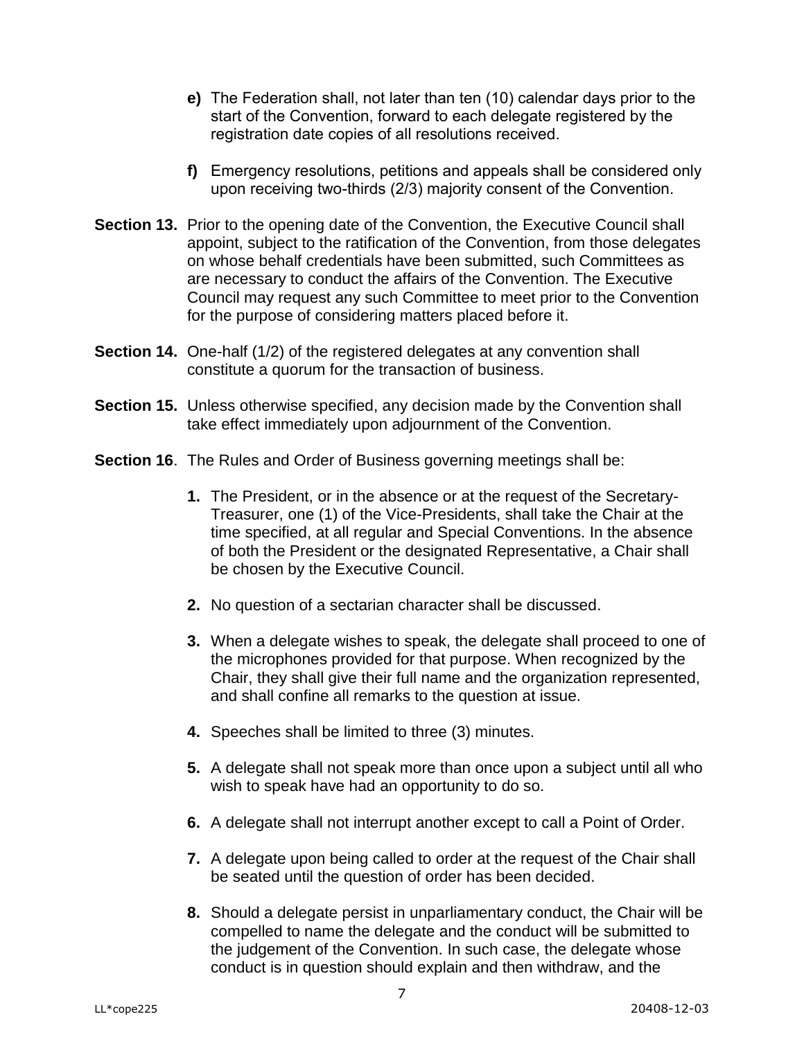**e)** The Federation shall, not later than ten (10) calendar days prior to the start of the Convention, forward to each delegate registered by the registration date copies of all resolutions received.

**f)** Emergency resolutions, petitions and appeals shall be considered only upon receiving two-thirds (2/3) majority consent of the Convention.

**Section 13.** Prior to the opening date of the Convention, the Executive Council shall appoint, subject to the ratification of the Convention, from those delegates on whose behalf credentials have been submitted, such Committees as are necessary to conduct the affairs of the Convention. The Executive Council may request any such Committee to meet prior to the Convention for the purpose of considering matters placed before it.

**Section 14.** One-half (1/2) of the registered delegates at any convention shall constitute a quorum for the transaction of business.

**Section 15.** Unless otherwise specified, any decision made by the Convention shall take effect immediately upon adjournment of the Convention.

**Section 16**. The Rules and Order of Business governing meetings shall be:

**1.** The President, or in the absence or at the request of the Secretary-Treasurer, one (1) of the Vice-Presidents, shall take the Chair at the time specified, at all regular and Special Conventions. In the absence of both the President or the designated Representative, a Chair shall be chosen by the Executive Council.

**2.** No question of a sectarian character shall be discussed.

**3.** When a delegate wishes to speak, the delegate shall proceed to one of the microphones provided for that purpose. When recognized by the Chair, they shall give their full name and the organization represented, and shall confine all remarks to the question at issue.

**4.** Speeches shall be limited to three (3) minutes.

**5.** A delegate shall not speak more than once upon a subject until all who wish to speak have had an opportunity to do so.

**6.** A delegate shall not interrupt another except to call a Point of Order.

**7.** A delegate upon being called to order at the request of the Chair shall be seated until the question of order has been decided.

**8.** Should a delegate persist in unparliamentary conduct, the Chair will be compelled to name the delegate and the conduct will be submitted to the judgement of the Convention. In such case, the delegate whose conduct is in question should explain and then withdraw, and the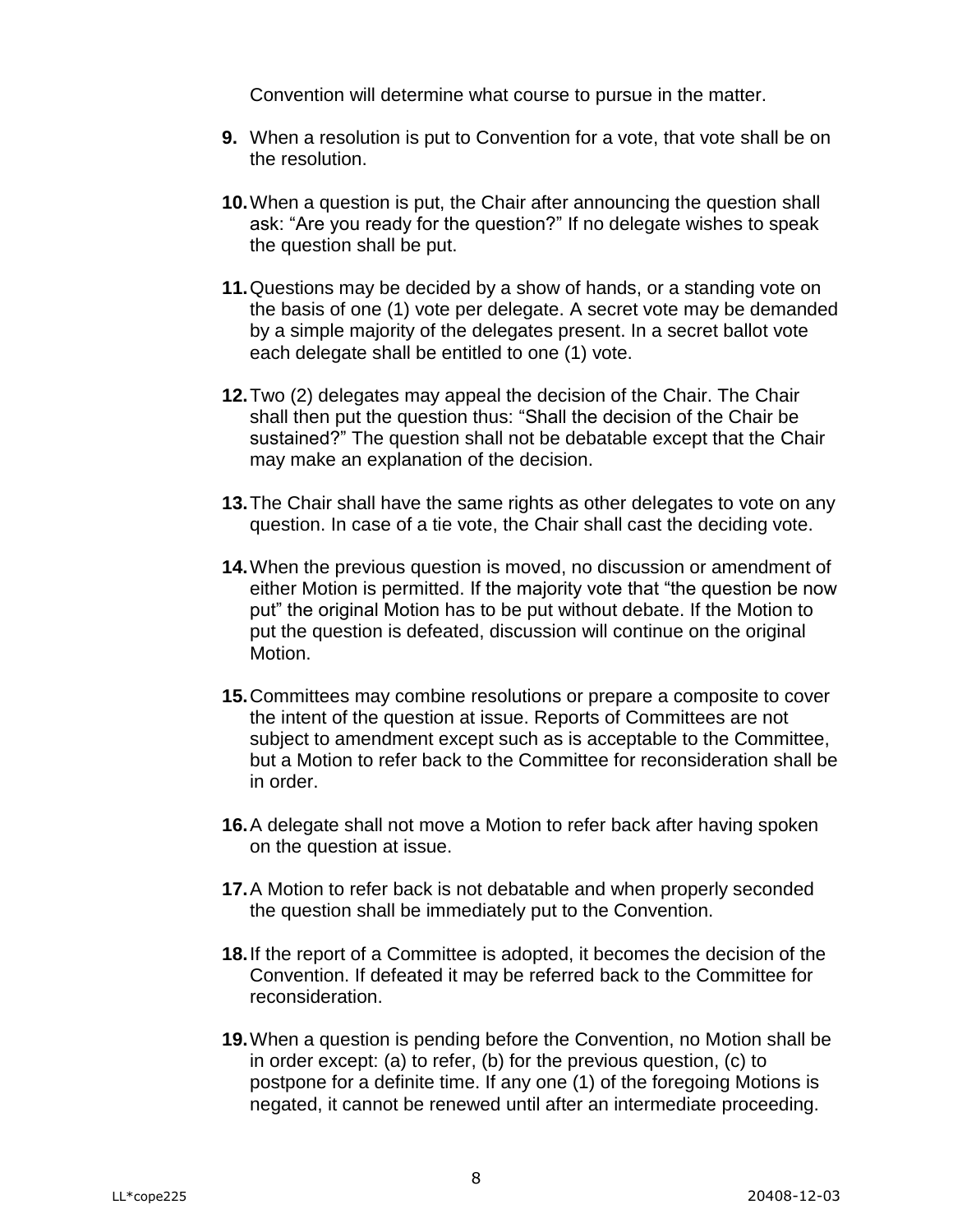Convention will determine what course to pursue in the matter.

**9.** When a resolution is put to Convention for a vote, that vote shall be on the resolution.

**10.** When a question is put, the Chair after announcing the question shall ask: “Are you ready for the question?” If no delegate wishes to speak the question shall be put.

**11.** Questions may be decided by a show of hands, or a standing vote on the basis of one (1) vote per delegate. A secret vote may be demanded by a simple majority of the delegates present. In a secret ballot vote each delegate shall be entitled to one (1) vote.

**12.** Two (2) delegates may appeal the decision of the Chair. The Chair shall then put the question thus: “Shall the decision of the Chair be sustained?” The question shall not be debatable except that the Chair may make an explanation of the decision.

**13.** The Chair shall have the same rights as other delegates to vote on any question. In case of a tie vote, the Chair shall cast the deciding vote.

**14.** When the previous question is moved, no discussion or amendment of either Motion is permitted. If the majority vote that “the question be now put” the original Motion has to be put without debate. If the Motion to put the question is defeated, discussion will continue on the original Motion.

**15.** Committees may combine resolutions or prepare a composite to cover the intent of the question at issue. Reports of Committees are not subject to amendment except such as is acceptable to the Committee, but a Motion to refer back to the Committee for reconsideration shall be in order.

**16.** A delegate shall not move a Motion to refer back after having spoken on the question at issue.

**17.** A Motion to refer back is not debatable and when properly seconded the question shall be immediately put to the Convention.

**18.** If the report of a Committee is adopted, it becomes the decision of the Convention. If defeated it may be referred back to the Committee for reconsideration.

**19.** When a question is pending before the Convention, no Motion shall be in order except: (a) to refer, (b) for the previous question, (c) to postpone for a definite time. If any one (1) of the foregoing Motions is negated, it cannot be renewed until after an intermediate proceeding.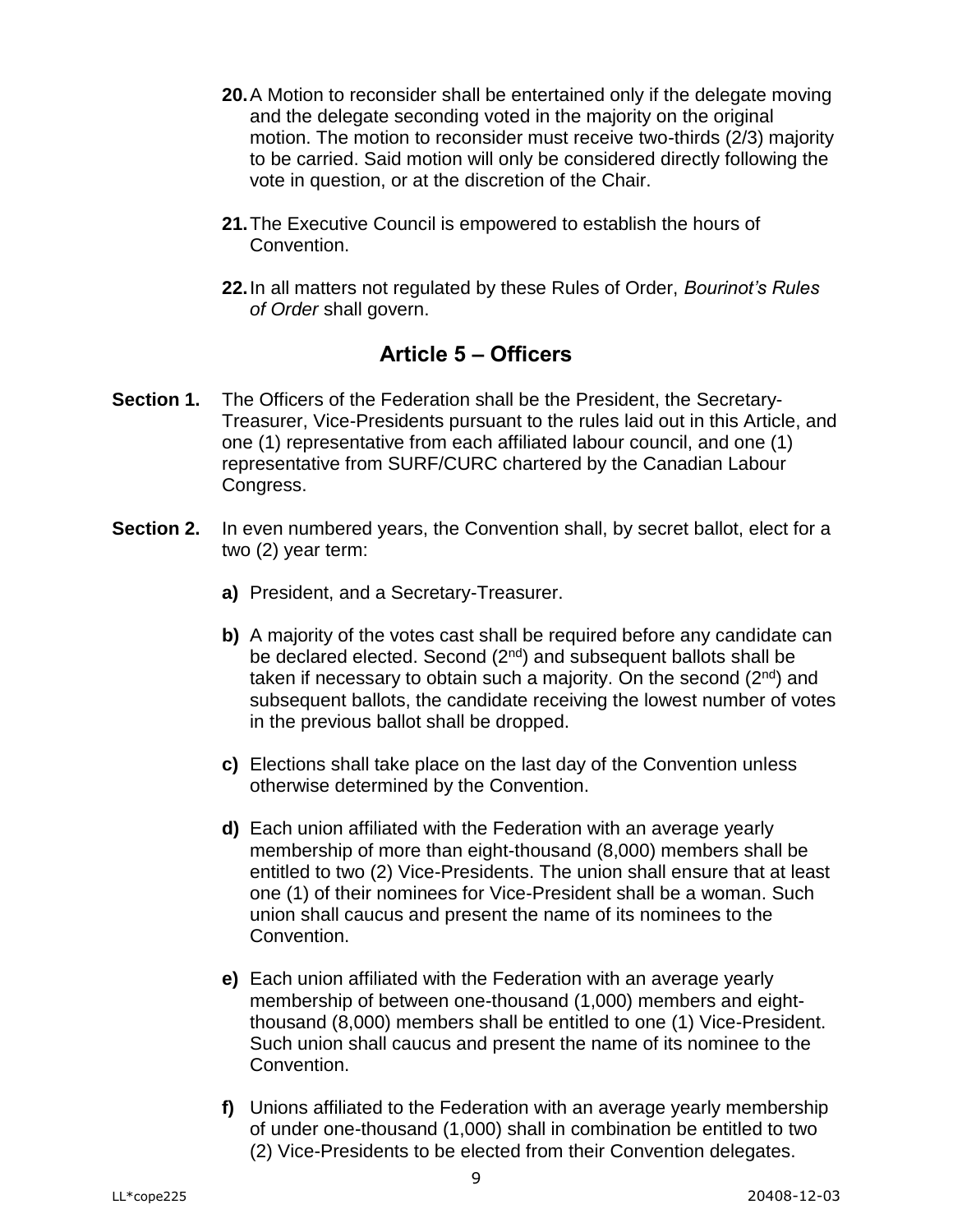**20.** A Motion to reconsider shall be entertained only if the delegate moving and the delegate seconding voted in the majority on the original motion. The motion to reconsider must receive two-thirds (2/3) majority to be carried. Said motion will only be considered directly following the vote in question, or at the discretion of the Chair.

**21.** The Executive Council is empowered to establish the hours of Convention.

**22.** In all matters not regulated by these Rules of Order, *Bourinot's Rules of Order* shall govern.

## Article 5 – Officers

**Section 1.** The Officers of the Federation shall be the President, the Secretary-Treasurer, Vice-Presidents pursuant to the rules laid out in this Article, and one (1) representative from each affiliated labour council, and one (1) representative from SURF/CURC chartered by the Canadian Labour Congress.

**Section 2.** In even numbered years, the Convention shall, by secret ballot, elect for a two (2) year term:

**a)** President, and a Secretary-Treasurer.

**b)** A majority of the votes cast shall be required before any candidate can be declared elected. Second (2nd) and subsequent ballots shall be taken if necessary to obtain such a majority. On the second (2nd) and subsequent ballots, the candidate receiving the lowest number of votes in the previous ballot shall be dropped.

**c)** Elections shall take place on the last day of the Convention unless otherwise determined by the Convention.

**d)** Each union affiliated with the Federation with an average yearly membership of more than eight-thousand (8,000) members shall be entitled to two (2) Vice-Presidents. The union shall ensure that at least one (1) of their nominees for Vice-President shall be a woman. Such union shall caucus and present the name of its nominees to the Convention.

**e)** Each union affiliated with the Federation with an average yearly membership of between one-thousand (1,000) members and eight-thousand (8,000) members shall be entitled to one (1) Vice-President. Such union shall caucus and present the name of its nominee to the Convention.

**f)** Unions affiliated to the Federation with an average yearly membership of under one-thousand (1,000) shall in combination be entitled to two (2) Vice-Presidents to be elected from their Convention delegates.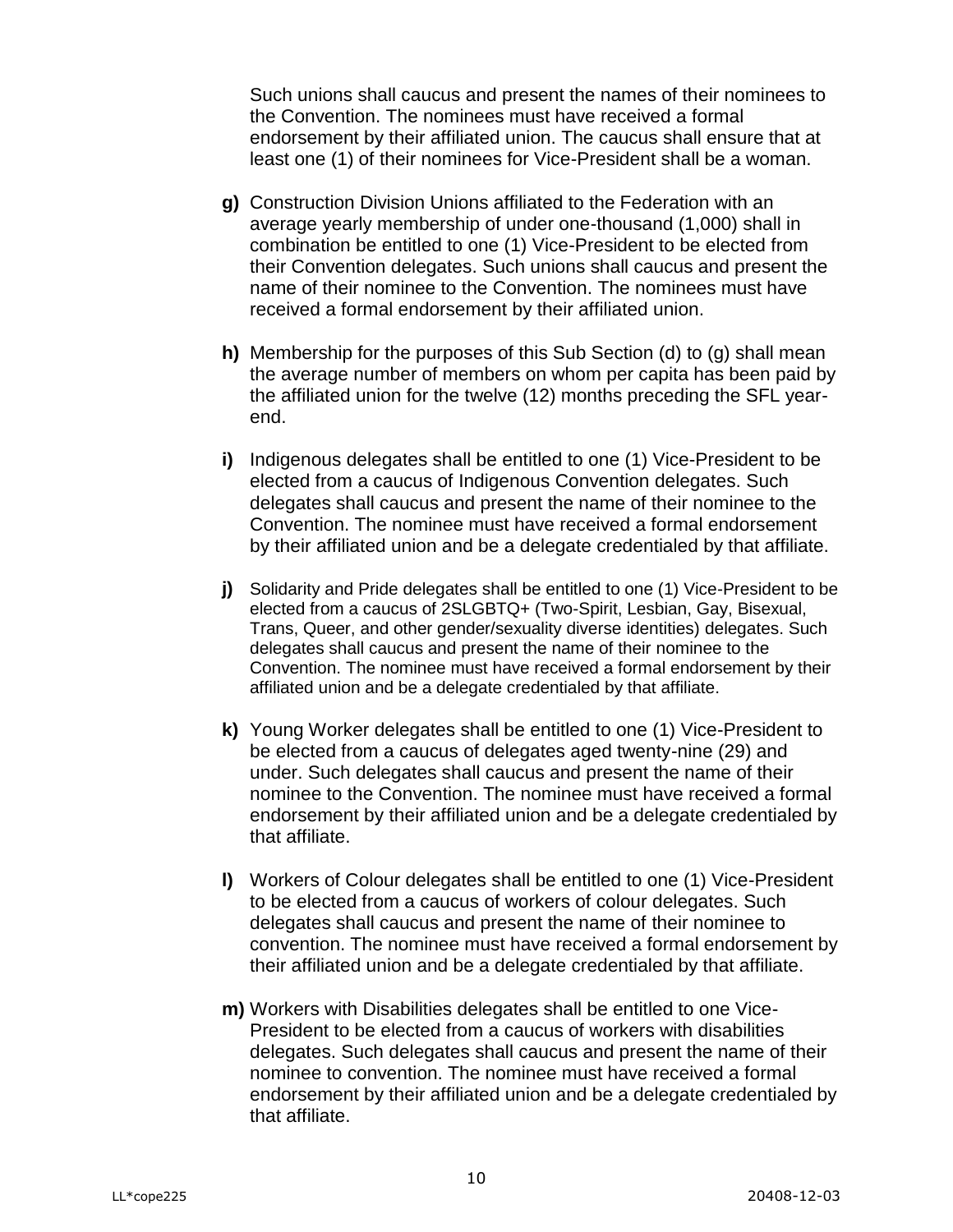Such unions shall caucus and present the names of their nominees to the Convention. The nominees must have received a formal endorsement by their affiliated union. The caucus shall ensure that at least one (1) of their nominees for Vice-President shall be a woman.

**g)** Construction Division Unions affiliated to the Federation with an average yearly membership of under one-thousand (1,000) shall in combination be entitled to one (1) Vice-President to be elected from their Convention delegates. Such unions shall caucus and present the name of their nominee to the Convention. The nominees must have received a formal endorsement by their affiliated union.

**h)** Membership for the purposes of this Sub Section (d) to (g) shall mean the average number of members on whom per capita has been paid by the affiliated union for the twelve (12) months preceding the SFL year-end.

**i)** Indigenous delegates shall be entitled to one (1) Vice-President to be elected from a caucus of Indigenous Convention delegates. Such delegates shall caucus and present the name of their nominee to the Convention. The nominee must have received a formal endorsement by their affiliated union and be a delegate credentialed by that affiliate.

**j)** Solidarity and Pride delegates shall be entitled to one (1) Vice-President to be elected from a caucus of 2SLGBTQ+ (Two-Spirit, Lesbian, Gay, Bisexual, Trans, Queer, and other gender/sexuality diverse identities) delegates. Such delegates shall caucus and present the name of their nominee to the Convention. The nominee must have received a formal endorsement by their affiliated union and be a delegate credentialed by that affiliate.

**k)** Young Worker delegates shall be entitled to one (1) Vice-President to be elected from a caucus of delegates aged twenty-nine (29) and under. Such delegates shall caucus and present the name of their nominee to the Convention. The nominee must have received a formal endorsement by their affiliated union and be a delegate credentialed by that affiliate.

**l)** Workers of Colour delegates shall be entitled to one (1) Vice-President to be elected from a caucus of workers of colour delegates. Such delegates shall caucus and present the name of their nominee to convention. The nominee must have received a formal endorsement by their affiliated union and be a delegate credentialed by that affiliate.

**m)** Workers with Disabilities delegates shall be entitled to one Vice-President to be elected from a caucus of workers with disabilities delegates. Such delegates shall caucus and present the name of their nominee to convention. The nominee must have received a formal endorsement by their affiliated union and be a delegate credentialed by that affiliate.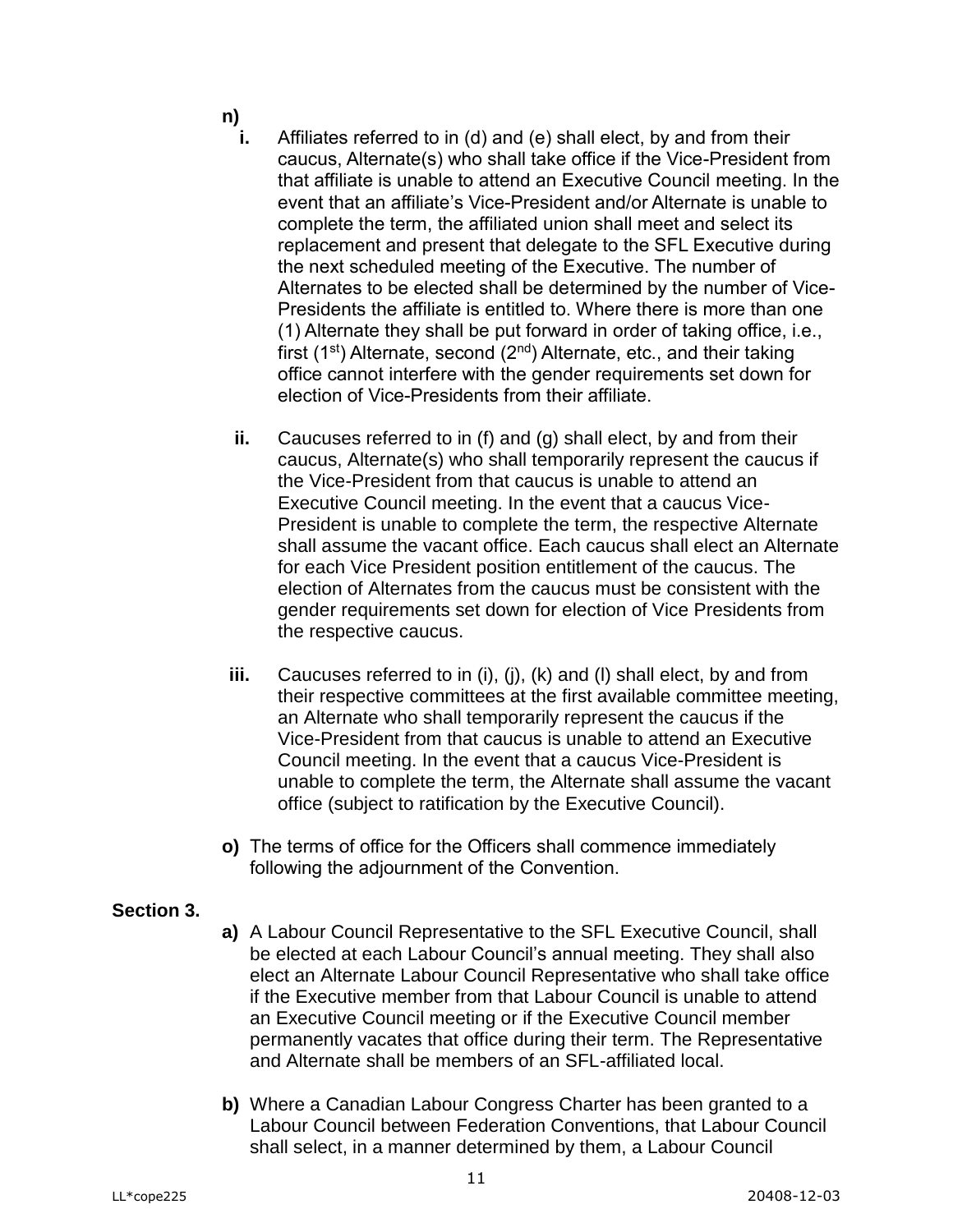**n)**

**i.** Affiliates referred to in (d) and (e) shall elect, by and from their caucus, Alternate(s) who shall take office if the Vice-President from that affiliate is unable to attend an Executive Council meeting. In the event that an affiliate's Vice-President and/or Alternate is unable to complete the term, the affiliated union shall meet and select its replacement and present that delegate to the SFL Executive during the next scheduled meeting of the Executive. The number of Alternates to be elected shall be determined by the number of Vice-Presidents the affiliate is entitled to. Where there is more than one (1) Alternate they shall be put forward in order of taking office, i.e., first (1st) Alternate, second (2nd) Alternate, etc., and their taking office cannot interfere with the gender requirements set down for election of Vice-Presidents from their affiliate.

**ii.** Caucuses referred to in (f) and (g) shall elect, by and from their caucus, Alternate(s) who shall temporarily represent the caucus if the Vice-President from that caucus is unable to attend an Executive Council meeting. In the event that a caucus Vice-President is unable to complete the term, the respective Alternate shall assume the vacant office. Each caucus shall elect an Alternate for each Vice President position entitlement of the caucus. The election of Alternates from the caucus must be consistent with the gender requirements set down for election of Vice Presidents from the respective caucus.

**iii.** Caucuses referred to in (i), (j), (k) and (l) shall elect, by and from their respective committees at the first available committee meeting, an Alternate who shall temporarily represent the caucus if the Vice-President from that caucus is unable to attend an Executive Council meeting. In the event that a caucus Vice-President is unable to complete the term, the Alternate shall assume the vacant office (subject to ratification by the Executive Council).

**o)** The terms of office for the Officers shall commence immediately following the adjournment of the Convention.

**Section 3.**

**a)** A Labour Council Representative to the SFL Executive Council, shall be elected at each Labour Council's annual meeting. They shall also elect an Alternate Labour Council Representative who shall take office if the Executive member from that Labour Council is unable to attend an Executive Council meeting or if the Executive Council member permanently vacates that office during their term. The Representative and Alternate shall be members of an SFL-affiliated local.

**b)** Where a Canadian Labour Congress Charter has been granted to a Labour Council between Federation Conventions, that Labour Council shall select, in a manner determined by them, a Labour Council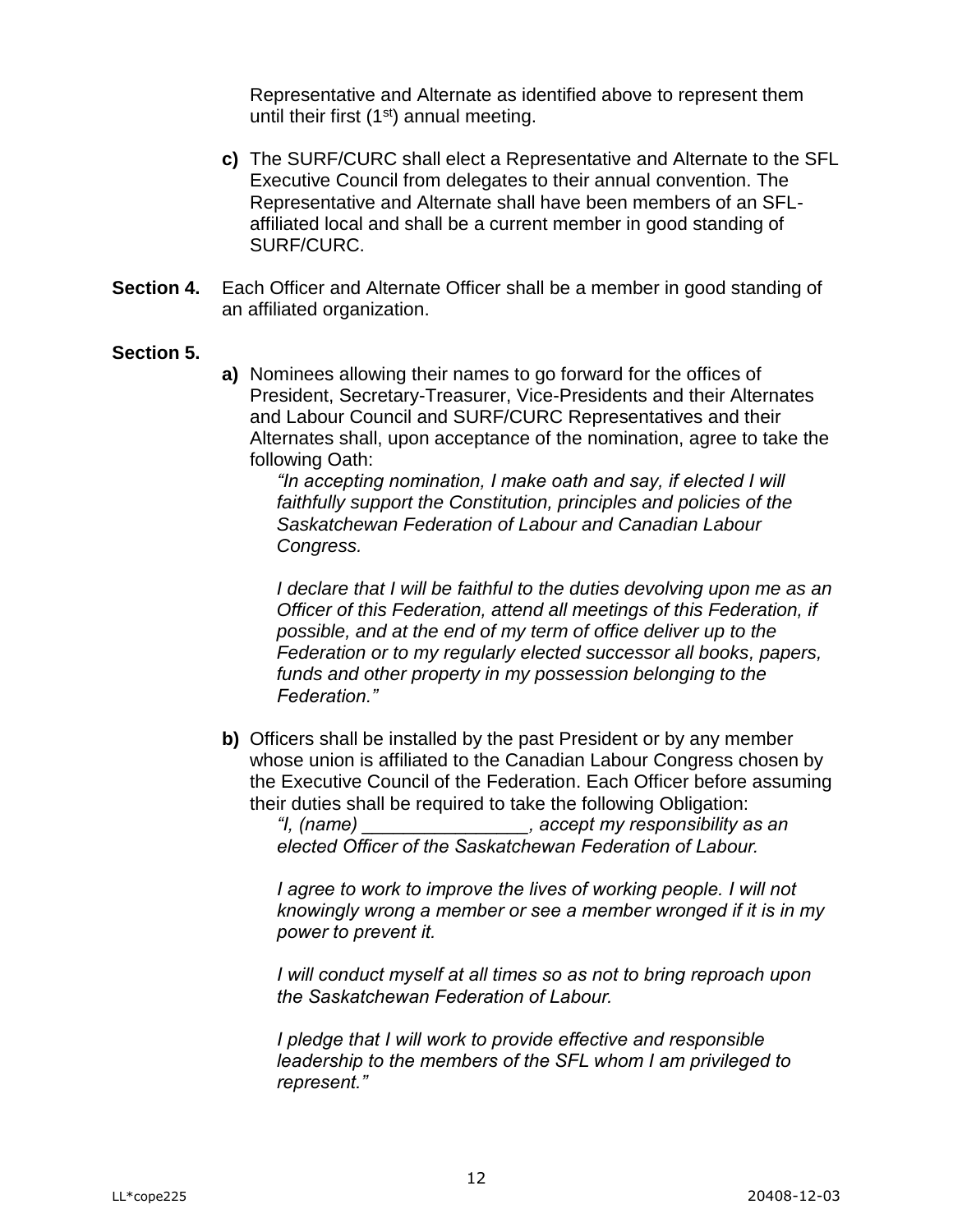Representative and Alternate as identified above to represent them until their first (1st) annual meeting.

**c)** The SURF/CURC shall elect a Representative and Alternate to the SFL Executive Council from delegates to their annual convention. The Representative and Alternate shall have been members of an SFL-affiliated local and shall be a current member in good standing of SURF/CURC.

**Section 4.** Each Officer and Alternate Officer shall be a member in good standing of an affiliated organization.

**Section 5.**

**a)** Nominees allowing their names to go forward for the offices of President, Secretary-Treasurer, Vice-Presidents and their Alternates and Labour Council and SURF/CURC Representatives and their Alternates shall, upon acceptance of the nomination, agree to take the following Oath:

*"In accepting nomination, I make oath and say, if elected I will faithfully support the Constitution, principles and policies of the Saskatchewan Federation of Labour and Canadian Labour Congress.*

*I declare that I will be faithful to the duties devolving upon me as an Officer of this Federation, attend all meetings of this Federation, if possible, and at the end of my term of office deliver up to the Federation or to my regularly elected successor all books, papers, funds and other property in my possession belonging to the Federation."*

**b)** Officers shall be installed by the past President or by any member whose union is affiliated to the Canadian Labour Congress chosen by the Executive Council of the Federation. Each Officer before assuming their duties shall be required to take the following Obligation:

*"I, (name) ________________, accept my responsibility as an elected Officer of the Saskatchewan Federation of Labour.*

*I agree to work to improve the lives of working people. I will not knowingly wrong a member or see a member wronged if it is in my power to prevent it.*

*I will conduct myself at all times so as not to bring reproach upon the Saskatchewan Federation of Labour.*

*I pledge that I will work to provide effective and responsible leadership to the members of the SFL whom I am privileged to represent."*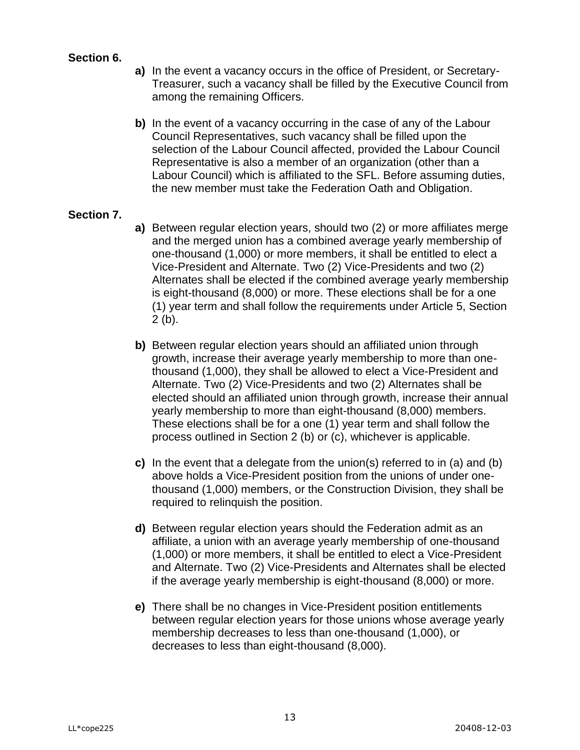**Section 6.**

**a)** In the event a vacancy occurs in the office of President, or Secretary-Treasurer, such a vacancy shall be filled by the Executive Council from among the remaining Officers.

**b)** In the event of a vacancy occurring in the case of any of the Labour Council Representatives, such vacancy shall be filled upon the selection of the Labour Council affected, provided the Labour Council Representative is also a member of an organization (other than a Labour Council) which is affiliated to the SFL. Before assuming duties, the new member must take the Federation Oath and Obligation.

**Section 7.**

**a)** Between regular election years, should two (2) or more affiliates merge and the merged union has a combined average yearly membership of one-thousand (1,000) or more members, it shall be entitled to elect a Vice-President and Alternate. Two (2) Vice-Presidents and two (2) Alternates shall be elected if the combined average yearly membership is eight-thousand (8,000) or more. These elections shall be for a one (1) year term and shall follow the requirements under Article 5, Section 2 (b).

**b)** Between regular election years should an affiliated union through growth, increase their average yearly membership to more than one-thousand (1,000), they shall be allowed to elect a Vice-President and Alternate. Two (2) Vice-Presidents and two (2) Alternates shall be elected should an affiliated union through growth, increase their annual yearly membership to more than eight-thousand (8,000) members. These elections shall be for a one (1) year term and shall follow the process outlined in Section 2 (b) or (c), whichever is applicable.

**c)** In the event that a delegate from the union(s) referred to in (a) and (b) above holds a Vice-President position from the unions of under one-thousand (1,000) members, or the Construction Division, they shall be required to relinquish the position.

**d)** Between regular election years should the Federation admit as an affiliate, a union with an average yearly membership of one-thousand (1,000) or more members, it shall be entitled to elect a Vice-President and Alternate. Two (2) Vice-Presidents and Alternates shall be elected if the average yearly membership is eight-thousand (8,000) or more.

**e)** There shall be no changes in Vice-President position entitlements between regular election years for those unions whose average yearly membership decreases to less than one-thousand (1,000), or decreases to less than eight-thousand (8,000).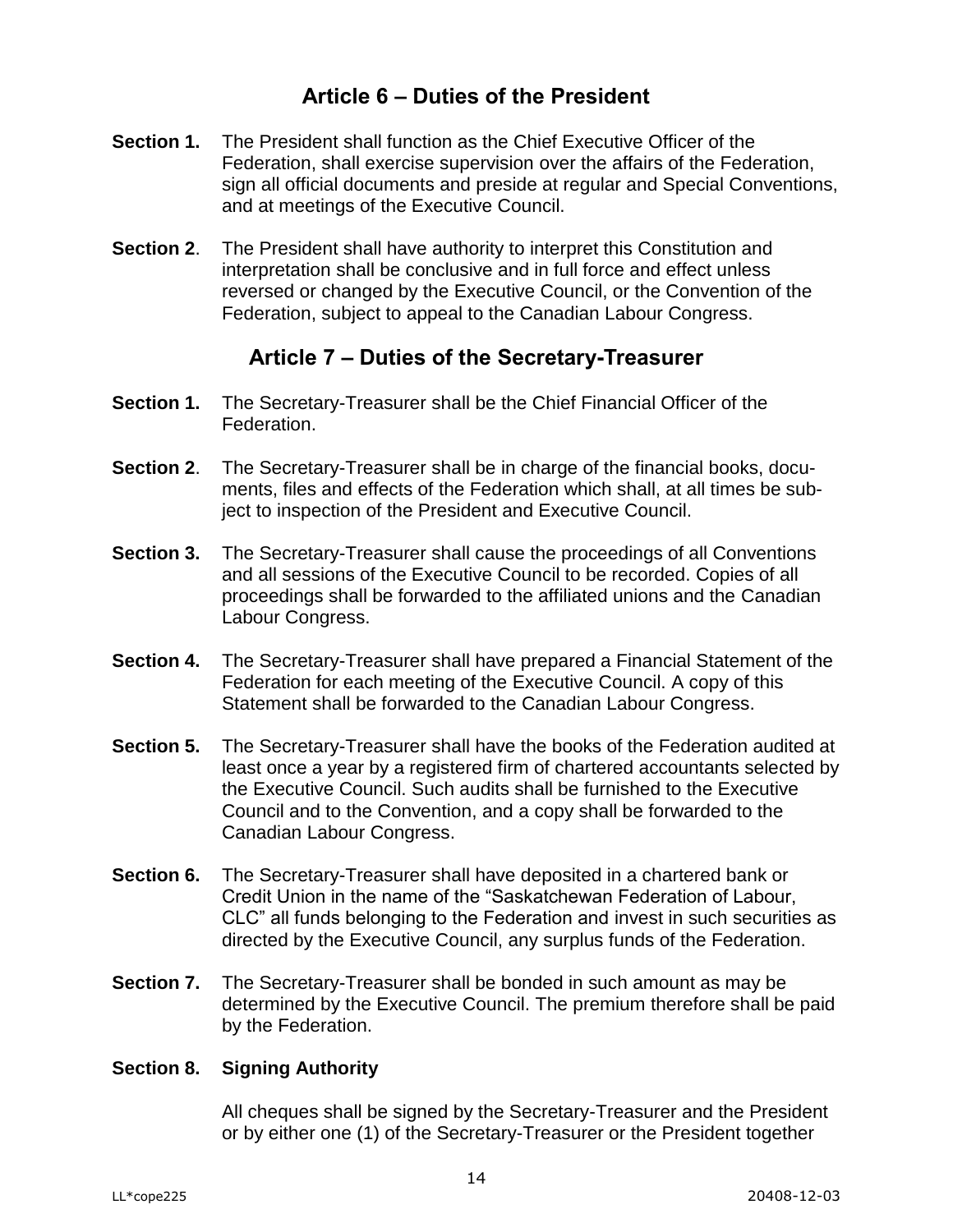## Article 6 – Duties of the President

**Section 1.** The President shall function as the Chief Executive Officer of the Federation, shall exercise supervision over the affairs of the Federation, sign all official documents and preside at regular and Special Conventions, and at meetings of the Executive Council.

**Section 2**. The President shall have authority to interpret this Constitution and interpretation shall be conclusive and in full force and effect unless reversed or changed by the Executive Council, or the Convention of the Federation, subject to appeal to the Canadian Labour Congress.

## Article 7 – Duties of the Secretary-Treasurer

**Section 1.** The Secretary-Treasurer shall be the Chief Financial Officer of the Federation.

**Section 2**. The Secretary-Treasurer shall be in charge of the financial books, documents, files and effects of the Federation which shall, at all times be subject to inspection of the President and Executive Council.

**Section 3.** The Secretary-Treasurer shall cause the proceedings of all Conventions and all sessions of the Executive Council to be recorded. Copies of all proceedings shall be forwarded to the affiliated unions and the Canadian Labour Congress.

**Section 4.** The Secretary-Treasurer shall have prepared a Financial Statement of the Federation for each meeting of the Executive Council. A copy of this Statement shall be forwarded to the Canadian Labour Congress.

**Section 5.** The Secretary-Treasurer shall have the books of the Federation audited at least once a year by a registered firm of chartered accountants selected by the Executive Council. Such audits shall be furnished to the Executive Council and to the Convention, and a copy shall be forwarded to the Canadian Labour Congress.

**Section 6.** The Secretary-Treasurer shall have deposited in a chartered bank or Credit Union in the name of the "Saskatchewan Federation of Labour, CLC" all funds belonging to the Federation and invest in such securities as directed by the Executive Council, any surplus funds of the Federation.

**Section 7.** The Secretary-Treasurer shall be bonded in such amount as may be determined by the Executive Council. The premium therefore shall be paid by the Federation.

**Section 8. Signing Authority**

All cheques shall be signed by the Secretary-Treasurer and the President or by either one (1) of the Secretary-Treasurer or the President together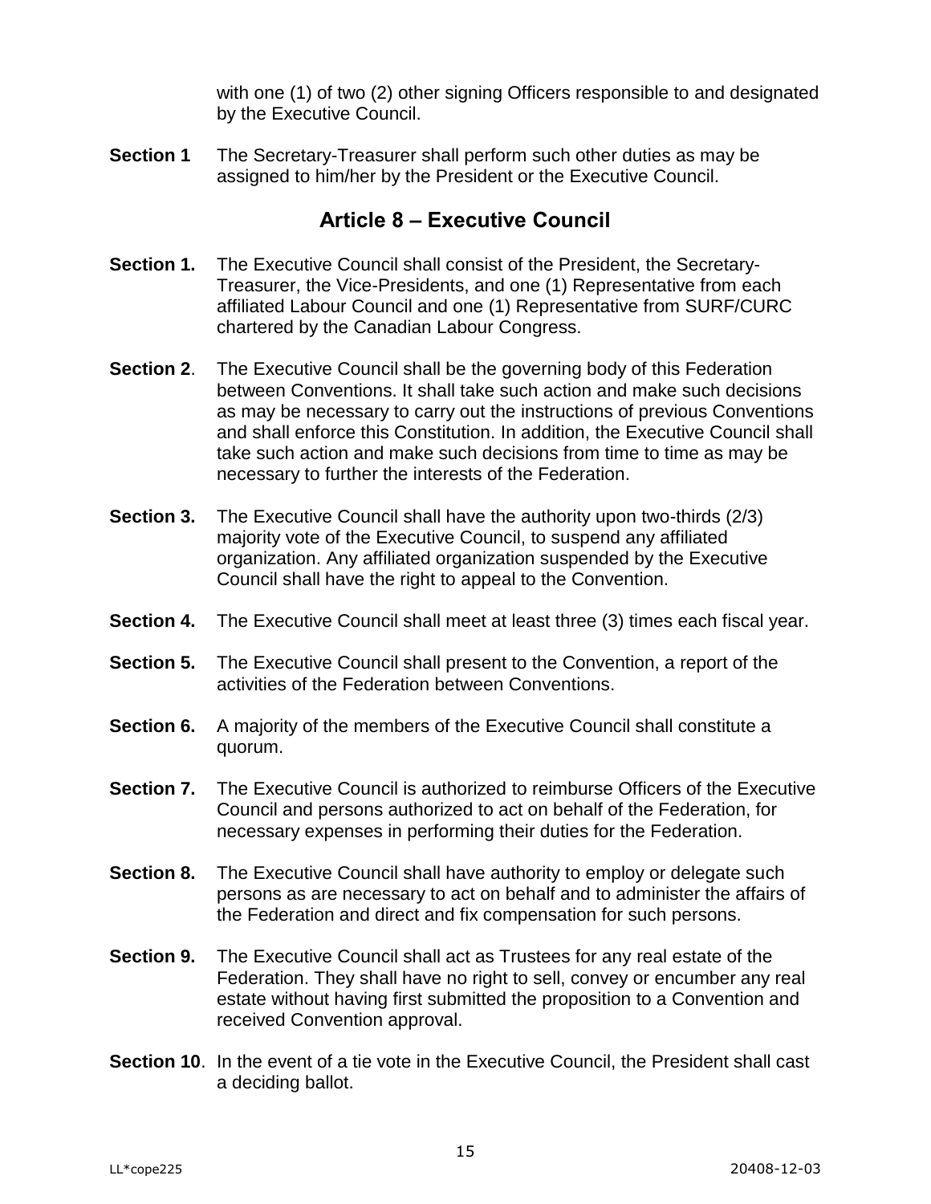with one (1) of two (2) other signing Officers responsible to and designated by the Executive Council.

**Section 1** The Secretary-Treasurer shall perform such other duties as may be assigned to him/her by the President or the Executive Council.

## Article 8 – Executive Council

**Section 1.** The Executive Council shall consist of the President, the Secretary-Treasurer, the Vice-Presidents, and one (1) Representative from each affiliated Labour Council and one (1) Representative from SURF/CURC chartered by the Canadian Labour Congress.

**Section 2**. The Executive Council shall be the governing body of this Federation between Conventions. It shall take such action and make such decisions as may be necessary to carry out the instructions of previous Conventions and shall enforce this Constitution. In addition, the Executive Council shall take such action and make such decisions from time to time as may be necessary to further the interests of the Federation.

**Section 3.** The Executive Council shall have the authority upon two-thirds (2/3) majority vote of the Executive Council, to suspend any affiliated organization. Any affiliated organization suspended by the Executive Council shall have the right to appeal to the Convention.

**Section 4.** The Executive Council shall meet at least three (3) times each fiscal year.

**Section 5.** The Executive Council shall present to the Convention, a report of the activities of the Federation between Conventions.

**Section 6.** A majority of the members of the Executive Council shall constitute a quorum.

**Section 7.** The Executive Council is authorized to reimburse Officers of the Executive Council and persons authorized to act on behalf of the Federation, for necessary expenses in performing their duties for the Federation.

**Section 8.** The Executive Council shall have authority to employ or delegate such persons as are necessary to act on behalf and to administer the affairs of the Federation and direct and fix compensation for such persons.

**Section 9.** The Executive Council shall act as Trustees for any real estate of the Federation. They shall have no right to sell, convey or encumber any real estate without having first submitted the proposition to a Convention and received Convention approval.

**Section 10**. In the event of a tie vote in the Executive Council, the President shall cast a deciding ballot.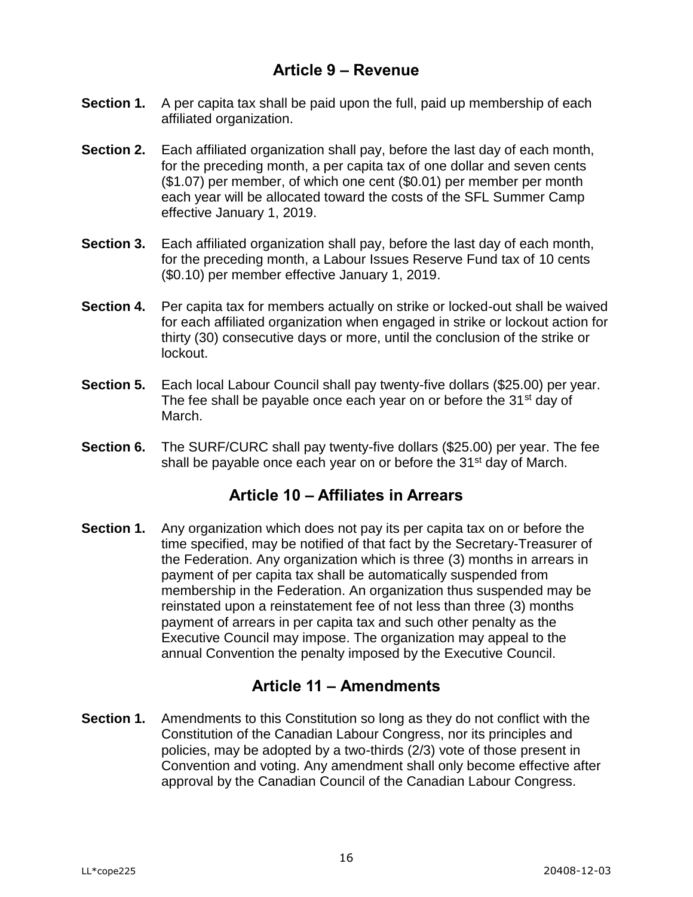## Article 9 – Revenue

**Section 1.** A per capita tax shall be paid upon the full, paid up membership of each affiliated organization.

**Section 2.** Each affiliated organization shall pay, before the last day of each month, for the preceding month, a per capita tax of one dollar and seven cents ($1.07) per member, of which one cent ($0.01) per member per month each year will be allocated toward the costs of the SFL Summer Camp effective January 1, 2019.

**Section 3.** Each affiliated organization shall pay, before the last day of each month, for the preceding month, a Labour Issues Reserve Fund tax of 10 cents ($0.10) per member effective January 1, 2019.

**Section 4.** Per capita tax for members actually on strike or locked-out shall be waived for each affiliated organization when engaged in strike or lockout action for thirty (30) consecutive days or more, until the conclusion of the strike or lockout.

**Section 5.** Each local Labour Council shall pay twenty-five dollars ($25.00) per year. The fee shall be payable once each year on or before the 31st day of March.

**Section 6.** The SURF/CURC shall pay twenty-five dollars ($25.00) per year. The fee shall be payable once each year on or before the 31st day of March.

## Article 10 – Affiliates in Arrears

**Section 1.** Any organization which does not pay its per capita tax on or before the time specified, may be notified of that fact by the Secretary-Treasurer of the Federation. Any organization which is three (3) months in arrears in payment of per capita tax shall be automatically suspended from membership in the Federation. An organization thus suspended may be reinstated upon a reinstatement fee of not less than three (3) months payment of arrears in per capita tax and such other penalty as the Executive Council may impose. The organization may appeal to the annual Convention the penalty imposed by the Executive Council.

## Article 11 – Amendments

**Section 1.** Amendments to this Constitution so long as they do not conflict with the Constitution of the Canadian Labour Congress, nor its principles and policies, may be adopted by a two-thirds (2/3) vote of those present in Convention and voting. Any amendment shall only become effective after approval by the Canadian Council of the Canadian Labour Congress.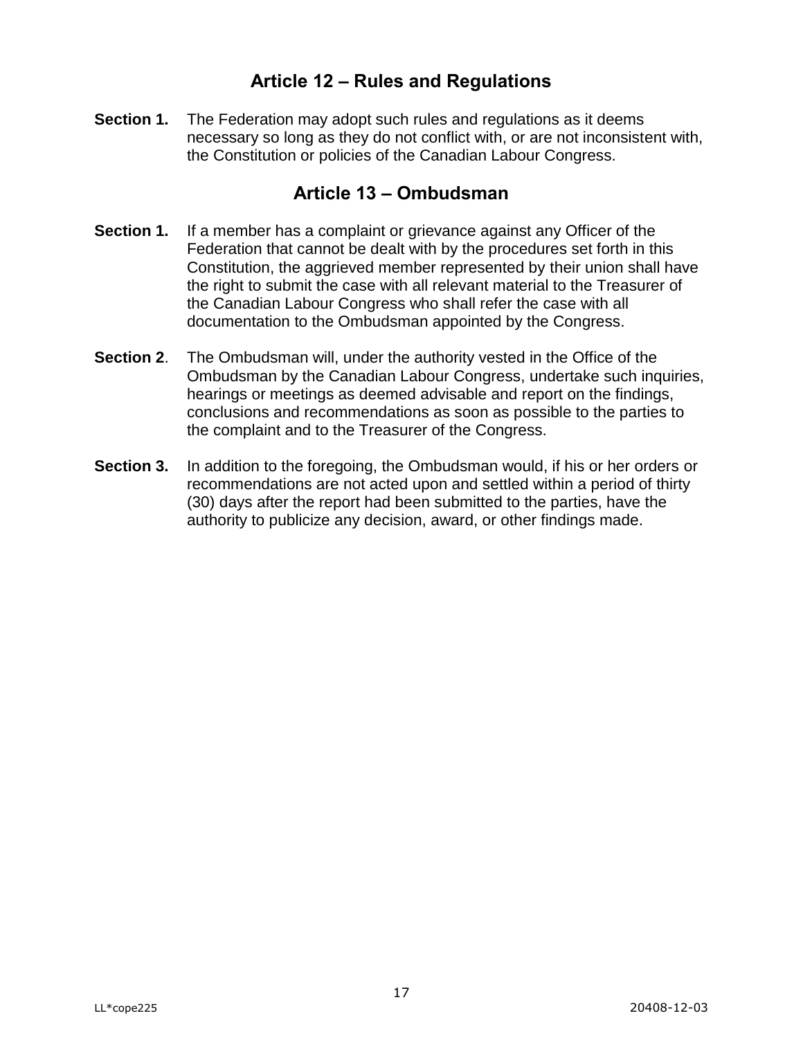## Article 12 – Rules and Regulations

**Section 1.** The Federation may adopt such rules and regulations as it deems necessary so long as they do not conflict with, or are not inconsistent with, the Constitution or policies of the Canadian Labour Congress.

## Article 13 – Ombudsman

**Section 1.** If a member has a complaint or grievance against any Officer of the Federation that cannot be dealt with by the procedures set forth in this Constitution, the aggrieved member represented by their union shall have the right to submit the case with all relevant material to the Treasurer of the Canadian Labour Congress who shall refer the case with all documentation to the Ombudsman appointed by the Congress.

**Section 2**. The Ombudsman will, under the authority vested in the Office of the Ombudsman by the Canadian Labour Congress, undertake such inquiries, hearings or meetings as deemed advisable and report on the findings, conclusions and recommendations as soon as possible to the parties to the complaint and to the Treasurer of the Congress.

**Section 3.** In addition to the foregoing, the Ombudsman would, if his or her orders or recommendations are not acted upon and settled within a period of thirty (30) days after the report had been submitted to the parties, have the authority to publicize any decision, award, or other findings made.

LL*cope225 20408-12-03